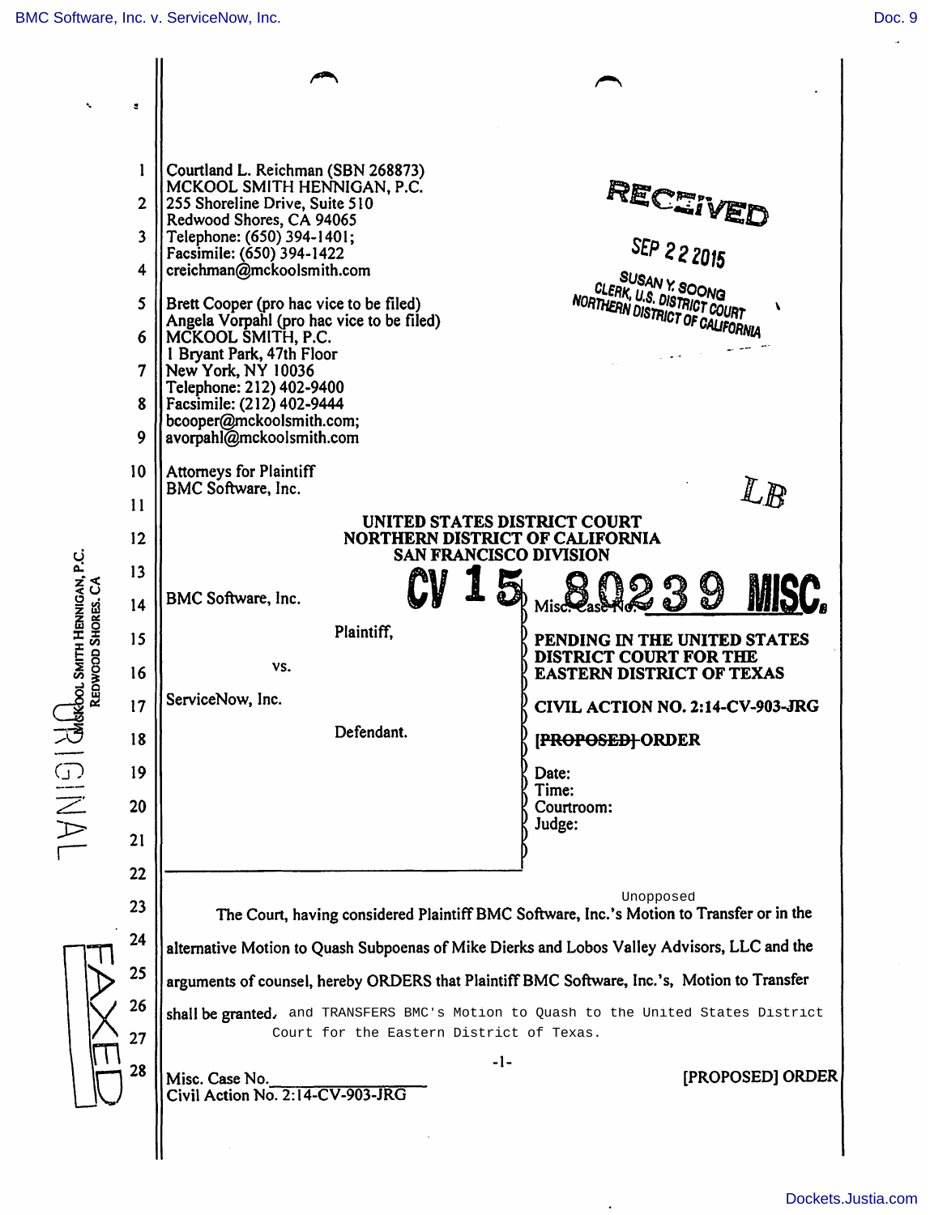Courtland L. Reichman (SBN 268873)
MCKOOL SMITH HENNIGAN, P.C.
255 Shoreline Drive, Suite 510
Redwood Shores, CA 94065
Telephone: (650) 394-1401;
Facsimile: (650) 394-1422
creichman@mckoolsmith.com

Brett Cooper (pro hac vice to be filed)
Angela Vorpahl (pro hac vice to be filed)
MCKOOL SMITH, P.C.
1 Bryant Park, 47th Floor
New York, NY 10036
Telephone: 212) 402-9400
Facsimile: (212) 402-9444
bcooper@mckoolsmith.com;
avorpahl@mckoolsmith.com

Attorneys for Plaintiff
BMC Software, Inc.

RECEIVED
SEP 22 2015
SUSAN Y. SOONG
CLERK, U.S. DISTRICT COURT
NORTHERN DISTRICT OF CALIFORNIA

LB

**UNITED STATES DISTRICT COURT**
**NORTHERN DISTRICT OF CALIFORNIA**
**SAN FRANCISCO DIVISION**

| | |
|---|---|
| BMC Software, Inc.<br><br>Plaintiff,<br><br>vs.<br><br>ServiceNow, Inc.<br><br>Defendant. | CV 15 Misc. Case No. 80239 MISC.<br><br>**PENDING IN THE UNITED STATES DISTRICT COURT FOR THE EASTERN DISTRICT OF TEXAS**<br><br>**CIVIL ACTION NO. 2:14-CV-903-JRG**<br><br>**~~[PROPOSED]~~ ORDER**<br><br>Date:<br>Time:<br>Courtroom:<br>Judge: |

The Court, having considered Plaintiff BMC Software, Inc.'s Unopposed Motion to Transfer or in the alternative Motion to Quash Subpoenas of Mike Dierks and Lobos Valley Advisors, LLC and the arguments of counsel, hereby ORDERS that Plaintiff BMC Software, Inc.'s, Motion to Transfer shall be granted, and TRANSFERS BMC's Motion to Quash to the United States District Court for the Eastern District of Texas.

Misc. Case No.\_\_\_\_\_\_\_\_\_\_\_\_\_\_\_
Civil Action No. 2:14-CV-903-JRG

[PROPOSED] ORDER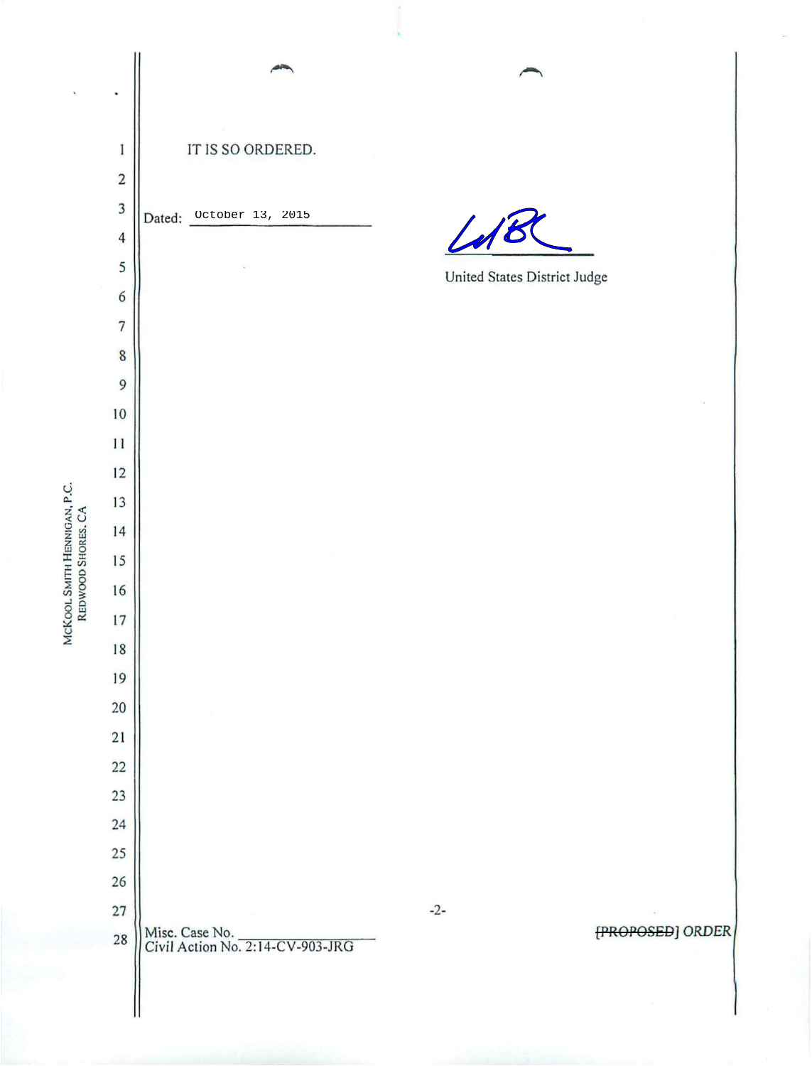IT IS SO ORDERED.

Dated: October 13, 2015

United States District Judge

Misc. Case No. \_\_\_\_\_\_\_\_\_\_\_\_\_\_\_\_
Civil Action No. 2:14-CV-903-JRG

~~[PROPOSED]~~ ORDER